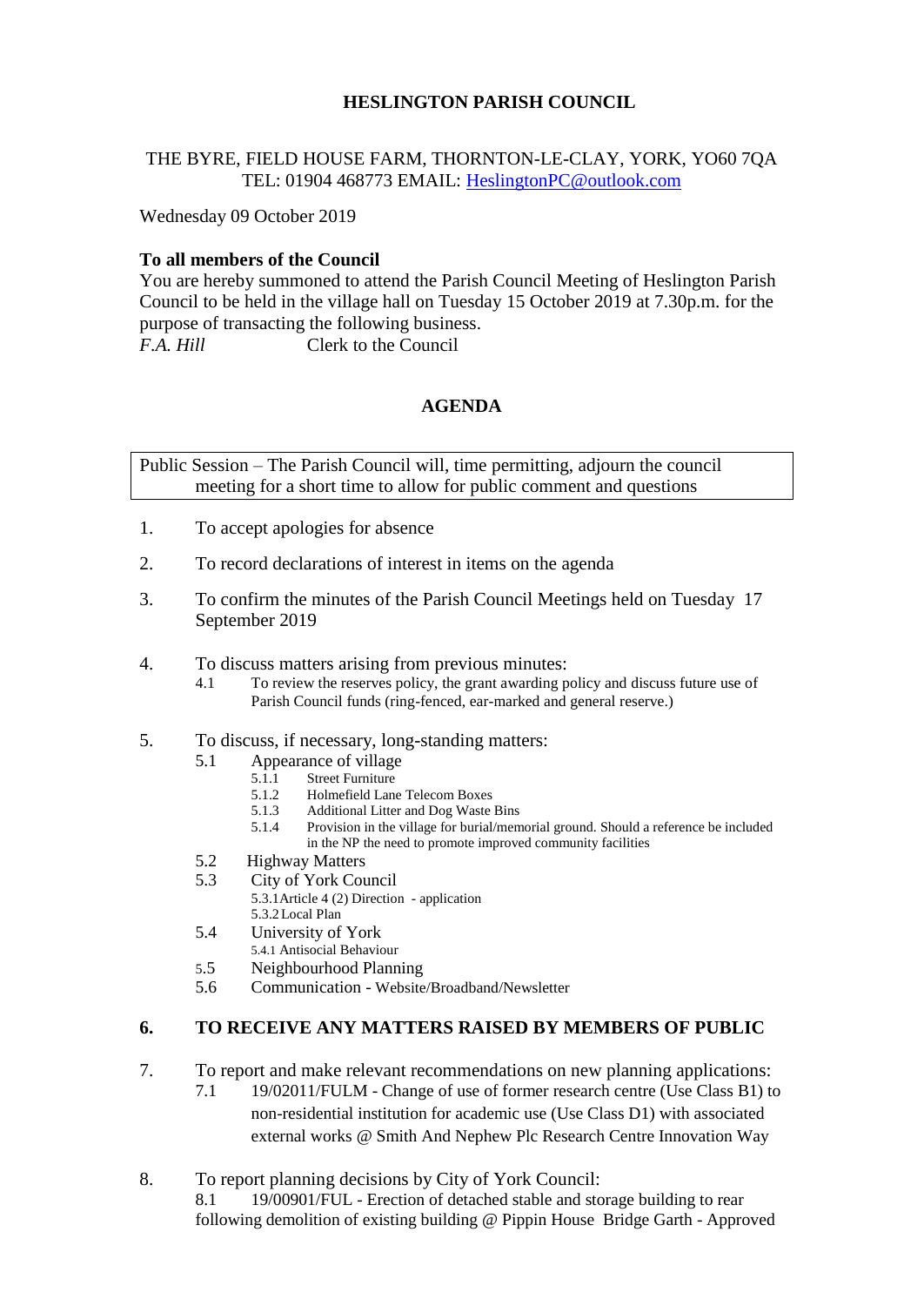# HESLINGTON PARISH COUNCIL

THE BYRE, FIELD HOUSE FARM, THORNTON-LE-CLAY, YORK, YO60 7QA
TEL: 01904 468773 EMAIL: HeslingtonPC@outlook.com

Wednesday 09 October 2019

**To all members of the Council**
You are hereby summoned to attend the Parish Council Meeting of Heslington Parish Council to be held in the village hall on Tuesday 15 October 2019 at 7.30p.m. for the purpose of transacting the following business.
*F.A. Hill* Clerk to the Council

## AGENDA

Public Session – The Parish Council will, time permitting, adjourn the council meeting for a short time to allow for public comment and questions

1. To accept apologies for absence

2. To record declarations of interest in items on the agenda

3. To confirm the minutes of the Parish Council Meetings held on Tuesday 17 September 2019

4. To discuss matters arising from previous minutes:
   - 4.1 To review the reserves policy, the grant awarding policy and discuss future use of Parish Council funds (ring-fenced, ear-marked and general reserve.)

5. To discuss, if necessary, long-standing matters:
   - 5.1 Appearance of village
     - 5.1.1 Street Furniture
     - 5.1.2 Holmefield Lane Telecom Boxes
     - 5.1.3 Additional Litter and Dog Waste Bins
     - 5.1.4 Provision in the village for burial/memorial ground. Should a reference be included in the NP the need to promote improved community facilities
   - 5.2 Highway Matters
   - 5.3 City of York Council
     - 5.3.1 Article 4 (2) Direction - application
     - 5.3.2 Local Plan
   - 5.4 University of York
     - 5.4.1 Antisocial Behaviour
   - 5.5 Neighbourhood Planning
   - 5.6 Communication - Website/Broadband/Newsletter

**6. TO RECEIVE ANY MATTERS RAISED BY MEMBERS OF PUBLIC**

7. To report and make relevant recommendations on new planning applications:
   - 7.1 19/02011/FULM - Change of use of former research centre (Use Class B1) to non-residential institution for academic use (Use Class D1) with associated external works @ Smith And Nephew Plc Research Centre Innovation Way

8. To report planning decisions by City of York Council:
   - 8.1 19/00901/FUL - Erection of detached stable and storage building to rear following demolition of existing building @ Pippin House Bridge Garth - Approved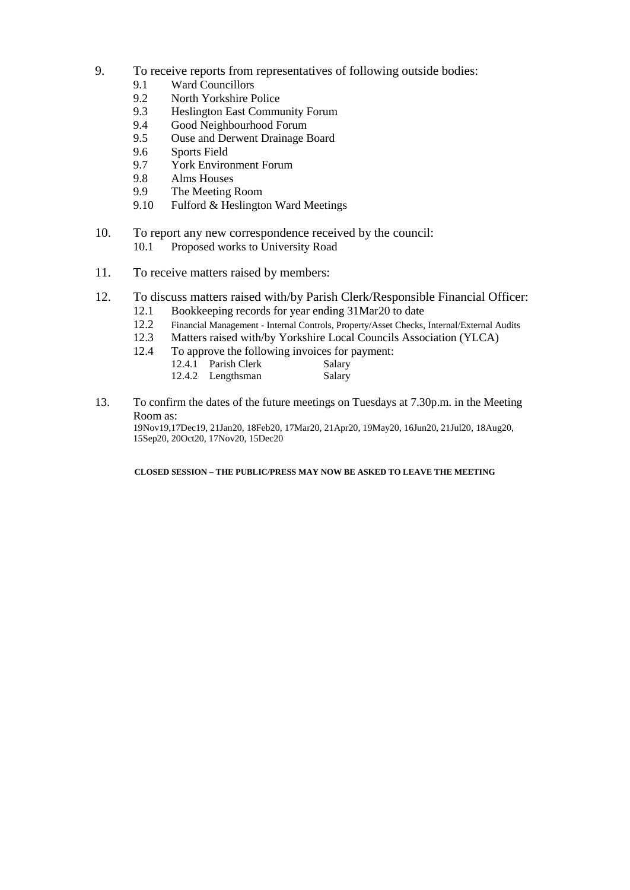9. To receive reports from representatives of following outside bodies:
   - 9.1 Ward Councillors
   - 9.2 North Yorkshire Police
   - 9.3 Heslington East Community Forum
   - 9.4 Good Neighbourhood Forum
   - 9.5 Ouse and Derwent Drainage Board
   - 9.6 Sports Field
   - 9.7 York Environment Forum
   - 9.8 Alms Houses
   - 9.9 The Meeting Room
   - 9.10 Fulford & Heslington Ward Meetings

10. To report any new correspondence received by the council:
    - 10.1 Proposed works to University Road

11. To receive matters raised by members:

12. To discuss matters raised with/by Parish Clerk/Responsible Financial Officer:
    - 12.1 Bookkeeping records for year ending 31Mar20 to date
    - 12.2 Financial Management - Internal Controls, Property/Asset Checks, Internal/External Audits
    - 12.3 Matters raised with/by Yorkshire Local Councils Association (YLCA)
    - 12.4 To approve the following invoices for payment:
      - 12.4.1 Parish Clerk Salary
      - 12.4.2 Lengthsman Salary

13. To confirm the dates of the future meetings on Tuesdays at 7.30p.m. in the Meeting Room as:
    19Nov19,17Dec19, 21Jan20, 18Feb20, 17Mar20, 21Apr20, 19May20, 16Jun20, 21Jul20, 18Aug20, 15Sep20, 20Oct20, 17Nov20, 15Dec20

**CLOSED SESSION – THE PUBLIC/PRESS MAY NOW BE ASKED TO LEAVE THE MEETING**